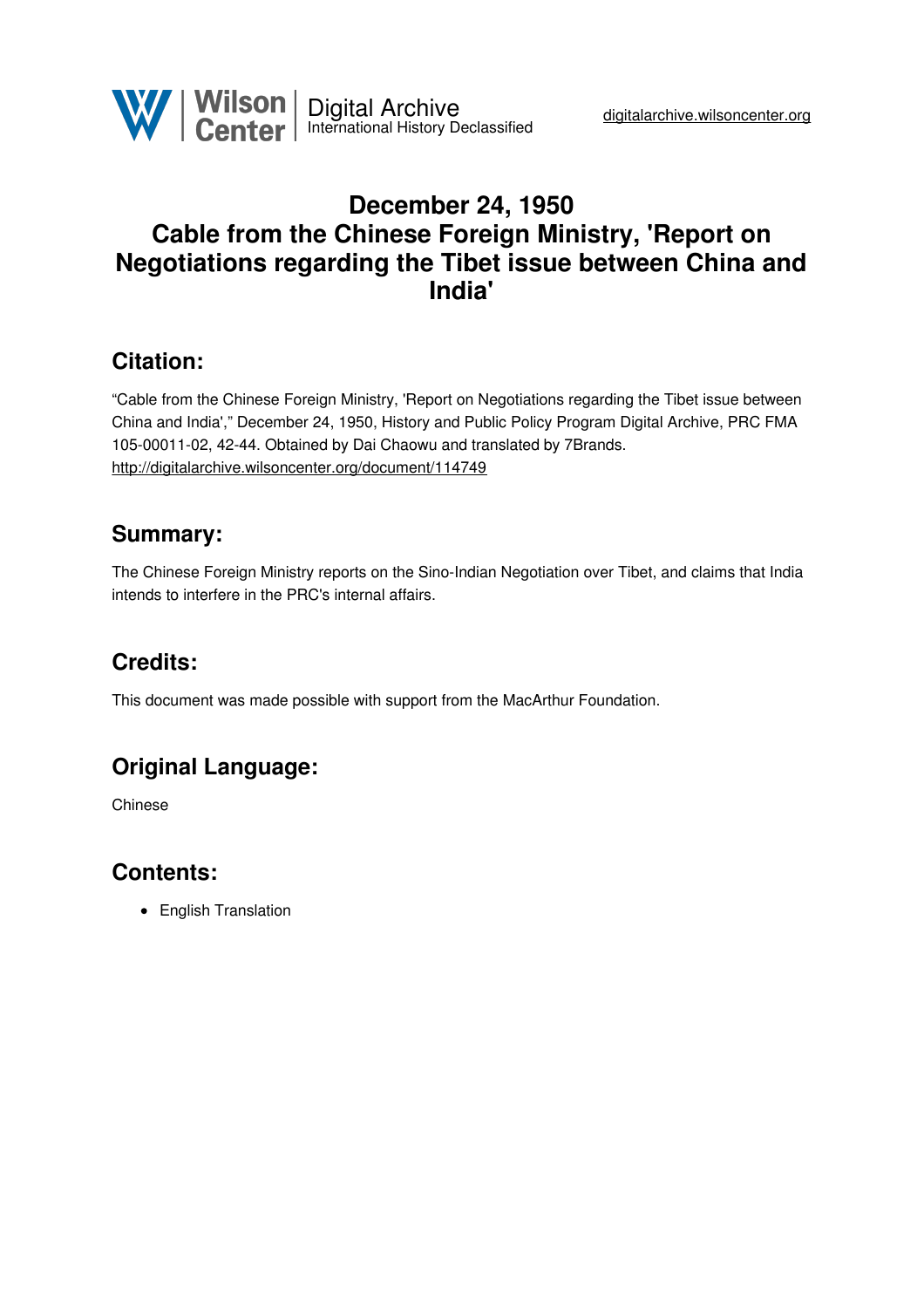# December 24, 1950
# Cable from the Chinese Foreign Ministry, 'Report on Negotiations regarding the Tibet issue between China and India'

## Citation:

"Cable from the Chinese Foreign Ministry, 'Report on Negotiations regarding the Tibet issue between China and India'," December 24, 1950, History and Public Policy Program Digital Archive, PRC FMA 105-00011-02, 42-44. Obtained by Dai Chaowu and translated by 7Brands.
http://digitalarchive.wilsoncenter.org/document/114749

## Summary:

The Chinese Foreign Ministry reports on the Sino-Indian Negotiation over Tibet, and claims that India intends to interfere in the PRC's internal affairs.

## Credits:

This document was made possible with support from the MacArthur Foundation.

## Original Language:

Chinese

## Contents:

- English Translation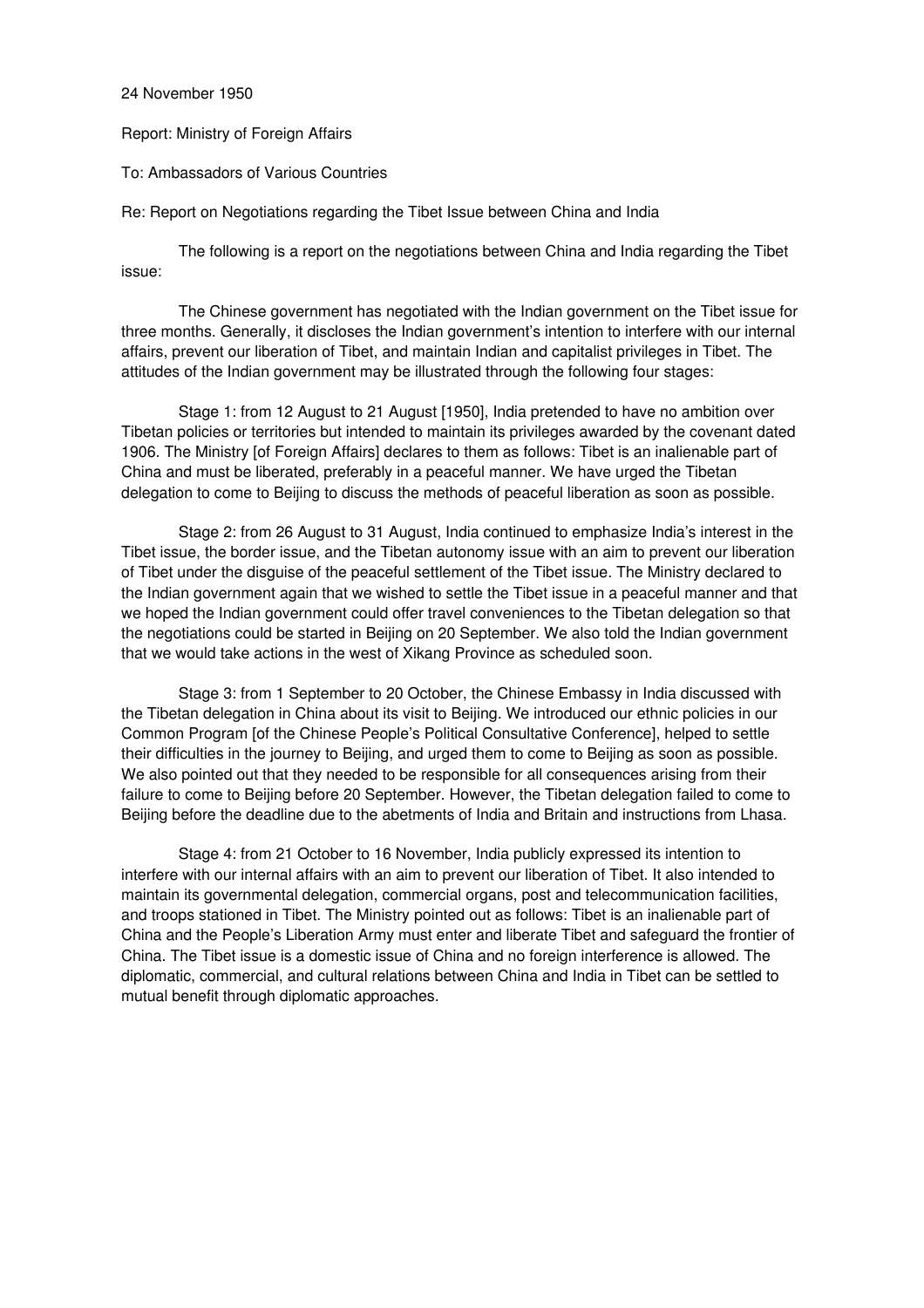24 November 1950

Report: Ministry of Foreign Affairs

To: Ambassadors of Various Countries

Re: Report on Negotiations regarding the Tibet Issue between China and India

The following is a report on the negotiations between China and India regarding the Tibet issue:

The Chinese government has negotiated with the Indian government on the Tibet issue for three months. Generally, it discloses the Indian government's intention to interfere with our internal affairs, prevent our liberation of Tibet, and maintain Indian and capitalist privileges in Tibet. The attitudes of the Indian government may be illustrated through the following four stages:

Stage 1: from 12 August to 21 August [1950], India pretended to have no ambition over Tibetan policies or territories but intended to maintain its privileges awarded by the covenant dated 1906. The Ministry [of Foreign Affairs] declares to them as follows: Tibet is an inalienable part of China and must be liberated, preferably in a peaceful manner. We have urged the Tibetan delegation to come to Beijing to discuss the methods of peaceful liberation as soon as possible.

Stage 2: from 26 August to 31 August, India continued to emphasize India's interest in the Tibet issue, the border issue, and the Tibetan autonomy issue with an aim to prevent our liberation of Tibet under the disguise of the peaceful settlement of the Tibet issue. The Ministry declared to the Indian government again that we wished to settle the Tibet issue in a peaceful manner and that we hoped the Indian government could offer travel conveniences to the Tibetan delegation so that the negotiations could be started in Beijing on 20 September. We also told the Indian government that we would take actions in the west of Xikang Province as scheduled soon.

Stage 3: from 1 September to 20 October, the Chinese Embassy in India discussed with the Tibetan delegation in China about its visit to Beijing. We introduced our ethnic policies in our Common Program [of the Chinese People's Political Consultative Conference], helped to settle their difficulties in the journey to Beijing, and urged them to come to Beijing as soon as possible. We also pointed out that they needed to be responsible for all consequences arising from their failure to come to Beijing before 20 September. However, the Tibetan delegation failed to come to Beijing before the deadline due to the abetments of India and Britain and instructions from Lhasa.

Stage 4: from 21 October to 16 November, India publicly expressed its intention to interfere with our internal affairs with an aim to prevent our liberation of Tibet. It also intended to maintain its governmental delegation, commercial organs, post and telecommunication facilities, and troops stationed in Tibet. The Ministry pointed out as follows: Tibet is an inalienable part of China and the People's Liberation Army must enter and liberate Tibet and safeguard the frontier of China. The Tibet issue is a domestic issue of China and no foreign interference is allowed. The diplomatic, commercial, and cultural relations between China and India in Tibet can be settled to mutual benefit through diplomatic approaches.